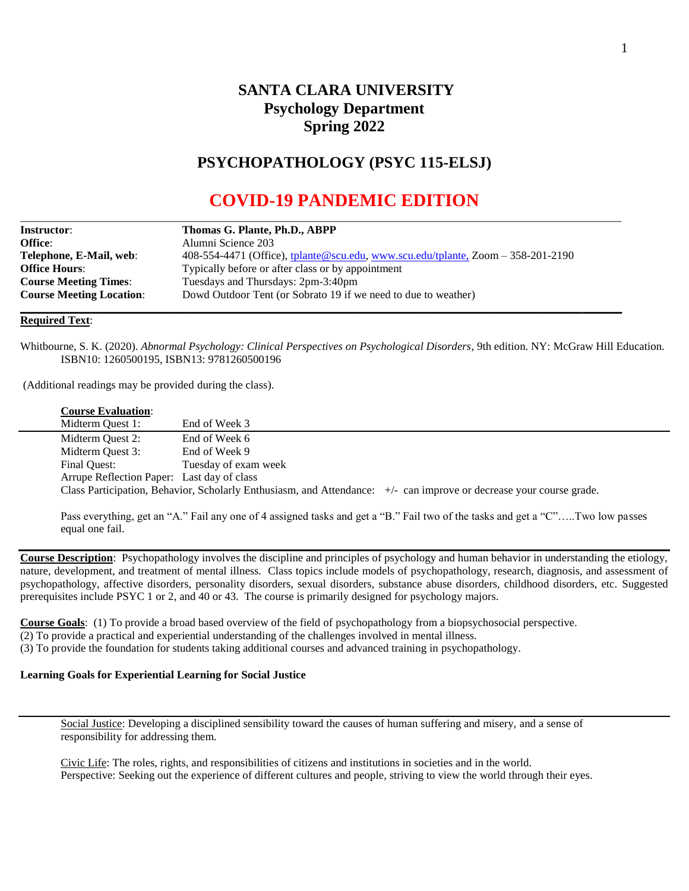# SANTA CLARA UNIVERSITY
## Psychology Department
## Spring 2022

## PSYCHOPATHOLOGY (PSYC 115-ELSJ)

## COVID-19 PANDEMIC EDITION

| | |
|---|---|
| **Instructor**: | **Thomas G. Plante, Ph.D., ABPP** |
| **Office**: | Alumni Science 203 |
| **Telephone, E-Mail, web**: | 408-554-4471 (Office), tplante@scu.edu, www.scu.edu/tplante, Zoom – 358-201-2190 |
| **Office Hours**: | Typically before or after class or by appointment |
| **Course Meeting Times**: | Tuesdays and Thursdays: 2pm-3:40pm |
| **Course Meeting Location**: | Dowd Outdoor Tent (or Sobrato 19 if we need to due to weather) |

**Required Text**:

Whitbourne, S. K. (2020). *Abnormal Psychology: Clinical Perspectives on Psychological Disorders*, 9th edition. NY: McGraw Hill Education. ISBN10: 1260500195, ISBN13: 9781260500196

(Additional readings may be provided during the class).

**Course Evaluation**:

| | |
|---|---|
| Midterm Quest 1: | End of Week 3 |
| Midterm Quest 2: | End of Week 6 |
| Midterm Quest 3: | End of Week 9 |
| Final Quest: | Tuesday of exam week |
| Arrupe Reflection Paper: | Last day of class |

Class Participation, Behavior, Scholarly Enthusiasm, and Attendance: +/- can improve or decrease your course grade.

Pass everything, get an "A." Fail any one of 4 assigned tasks and get a "B." Fail two of the tasks and get a "C"…..Two low passes equal one fail.

**Course Description**: Psychopathology involves the discipline and principles of psychology and human behavior in understanding the etiology, nature, development, and treatment of mental illness. Class topics include models of psychopathology, research, diagnosis, and assessment of psychopathology, affective disorders, personality disorders, sexual disorders, substance abuse disorders, childhood disorders, etc. Suggested prerequisites include PSYC 1 or 2, and 40 or 43. The course is primarily designed for psychology majors.

**Course Goals**: (1) To provide a broad based overview of the field of psychopathology from a biopsychosocial perspective.
(2) To provide a practical and experiential understanding of the challenges involved in mental illness.
(3) To provide the foundation for students taking additional courses and advanced training in psychopathology.

**Learning Goals for Experiential Learning for Social Justice**

Social Justice: Developing a disciplined sensibility toward the causes of human suffering and misery, and a sense of responsibility for addressing them.

Civic Life: The roles, rights, and responsibilities of citizens and institutions in societies and in the world.
Perspective: Seeking out the experience of different cultures and people, striving to view the world through their eyes.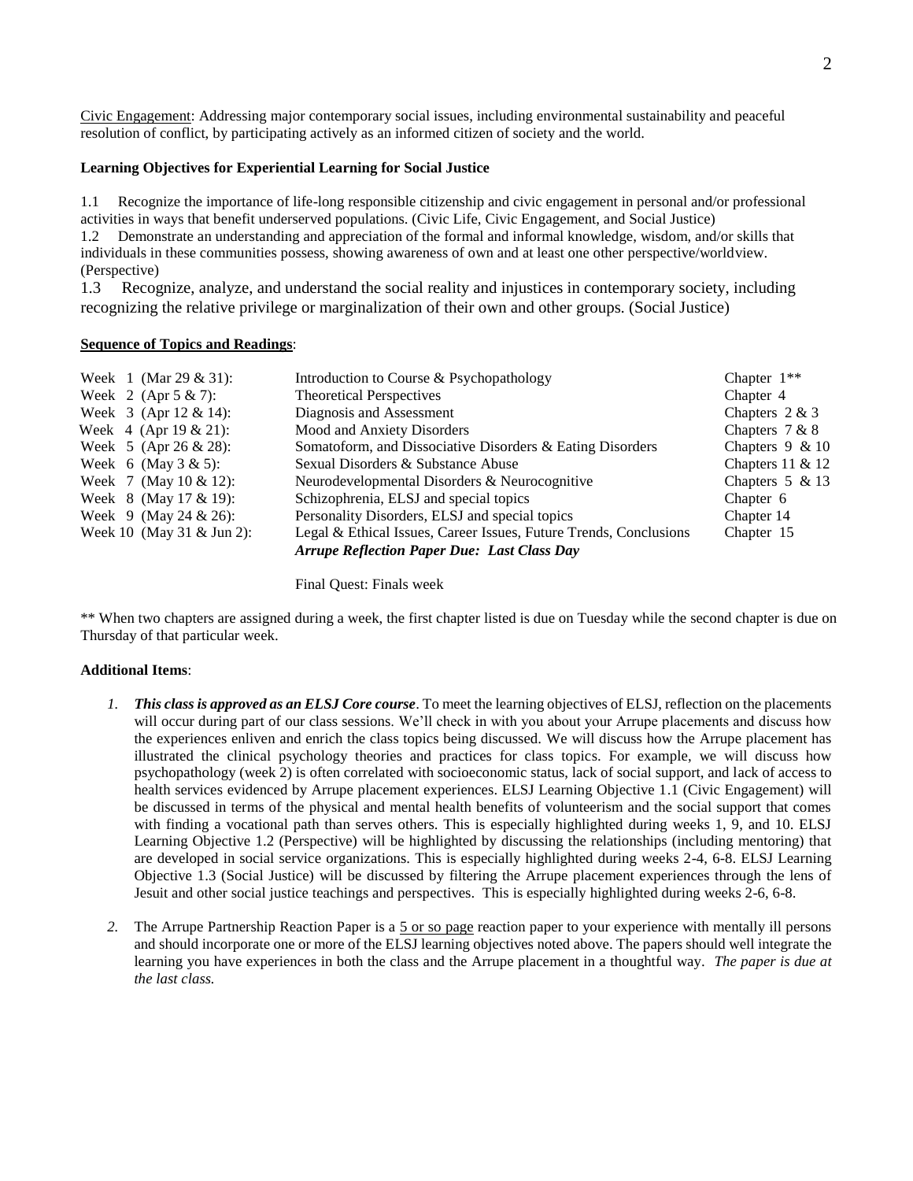<u>Civic Engagement</u>: Addressing major contemporary social issues, including environmental sustainability and peaceful resolution of conflict, by participating actively as an informed citizen of society and the world.

**Learning Objectives for Experiential Learning for Social Justice**

1.1 Recognize the importance of life-long responsible citizenship and civic engagement in personal and/or professional activities in ways that benefit underserved populations. (Civic Life, Civic Engagement, and Social Justice)
1.2 Demonstrate an understanding and appreciation of the formal and informal knowledge, wisdom, and/or skills that individuals in these communities possess, showing awareness of own and at least one other perspective/worldview. (Perspective)
1.3 Recognize, analyze, and understand the social reality and injustices in contemporary society, including recognizing the relative privilege or marginalization of their own and other groups. (Social Justice)

**<u>Sequence of Topics and Readings</u>**:

| | | |
|---|---|---|
| Week 1 (Mar 29 & 31): | Introduction to Course & Psychopathology | Chapter 1** |
| Week 2 (Apr 5 & 7): | Theoretical Perspectives | Chapter 4 |
| Week 3 (Apr 12 & 14): | Diagnosis and Assessment | Chapters 2 & 3 |
| Week 4 (Apr 19 & 21): | Mood and Anxiety Disorders | Chapters 7 & 8 |
| Week 5 (Apr 26 & 28): | Somatoform, and Dissociative Disorders & Eating Disorders | Chapters 9 & 10 |
| Week 6 (May 3 & 5): | Sexual Disorders & Substance Abuse | Chapters 11 & 12 |
| Week 7 (May 10 & 12): | Neurodevelopmental Disorders & Neurocognitive | Chapters 5 & 13 |
| Week 8 (May 17 & 19): | Schizophrenia, ELSJ and special topics | Chapter 6 |
| Week 9 (May 24 & 26): | Personality Disorders, ELSJ and special topics | Chapter 14 |
| Week 10 (May 31 & Jun 2): | Legal & Ethical Issues, Career Issues, Future Trends, Conclusions | Chapter 15 |
| | ***Arrupe Reflection Paper Due: Last Class Day*** | |

Final Quest: Finals week

** When two chapters are assigned during a week, the first chapter listed is due on Tuesday while the second chapter is due on Thursday of that particular week.

**Additional Items**:

1. ***This class is approved as an ELSJ Core course***. To meet the learning objectives of ELSJ, reflection on the placements will occur during part of our class sessions. We'll check in with you about your Arrupe placements and discuss how the experiences enliven and enrich the class topics being discussed. We will discuss how the Arrupe placement has illustrated the clinical psychology theories and practices for class topics. For example, we will discuss how psychopathology (week 2) is often correlated with socioeconomic status, lack of social support, and lack of access to health services evidenced by Arrupe placement experiences. ELSJ Learning Objective 1.1 (Civic Engagement) will be discussed in terms of the physical and mental health benefits of volunteerism and the social support that comes with finding a vocational path than serves others. This is especially highlighted during weeks 1, 9, and 10. ELSJ Learning Objective 1.2 (Perspective) will be highlighted by discussing the relationships (including mentoring) that are developed in social service organizations. This is especially highlighted during weeks 2-4, 6-8. ELSJ Learning Objective 1.3 (Social Justice) will be discussed by filtering the Arrupe placement experiences through the lens of Jesuit and other social justice teachings and perspectives. This is especially highlighted during weeks 2-6, 6-8.

2. The Arrupe Partnership Reaction Paper is a <u>5 or so page</u> reaction paper to your experience with mentally ill persons and should incorporate one or more of the ELSJ learning objectives noted above. The papers should well integrate the learning you have experiences in both the class and the Arrupe placement in a thoughtful way. *The paper is due at the last class.*